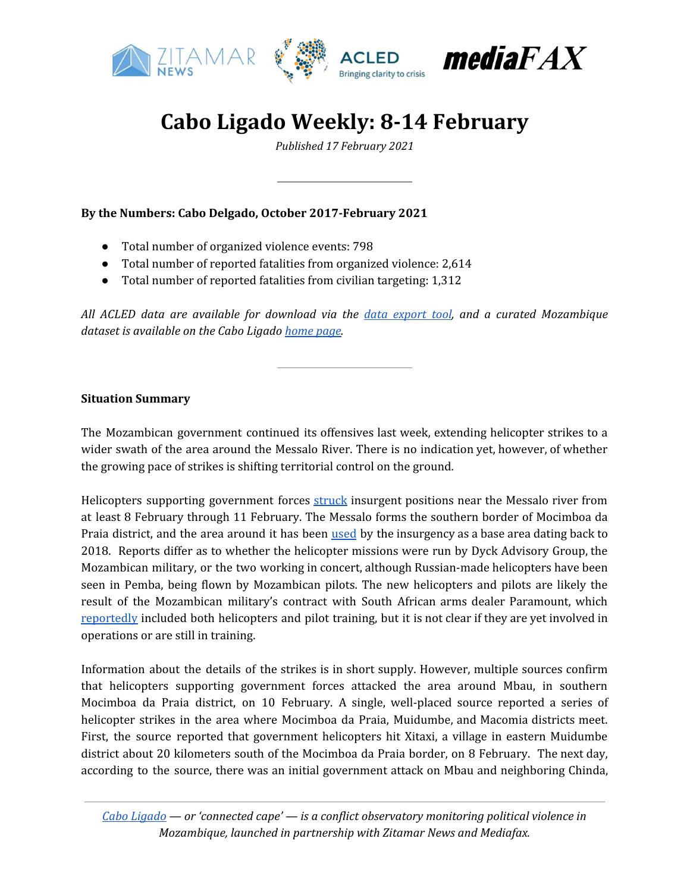# Cabo Ligado Weekly: 8-14 February

*Published 17 February 2021*

---

**By the Numbers: Cabo Delgado, October 2017-February 2021**

- Total number of organized violence events: 798
- Total number of reported fatalities from organized violence: 2,614
- Total number of reported fatalities from civilian targeting: 1,312

*All ACLED data are available for download via the data export tool, and a curated Mozambique dataset is available on the Cabo Ligado home page.*

---

**Situation Summary**

The Mozambican government continued its offensives last week, extending helicopter strikes to a wider swath of the area around the Messalo River. There is no indication yet, however, of whether the growing pace of strikes is shifting territorial control on the ground.

Helicopters supporting government forces struck insurgent positions near the Messalo river from at least 8 February through 11 February. The Messalo forms the southern border of Mocimboa da Praia district, and the area around it has been used by the insurgency as a base area dating back to 2018. Reports differ as to whether the helicopter missions were run by Dyck Advisory Group, the Mozambican military, or the two working in concert, although Russian-made helicopters have been seen in Pemba, being flown by Mozambican pilots. The new helicopters and pilots are likely the result of the Mozambican military's contract with South African arms dealer Paramount, which reportedly included both helicopters and pilot training, but it is not clear if they are yet involved in operations or are still in training.

Information about the details of the strikes is in short supply. However, multiple sources confirm that helicopters supporting government forces attacked the area around Mbau, in southern Mocimboa da Praia district, on 10 February. A single, well-placed source reported a series of helicopter strikes in the area where Mocimboa da Praia, Muidumbe, and Macomia districts meet. First, the source reported that government helicopters hit Xitaxi, a village in eastern Muidumbe district about 20 kilometers south of the Mocimboa da Praia border, on 8 February. The next day, according to the source, there was an initial government attack on Mbau and neighboring Chinda,

*Cabo Ligado — or 'connected cape' — is a conflict observatory monitoring political violence in Mozambique, launched in partnership with Zitamar News and Mediafax.*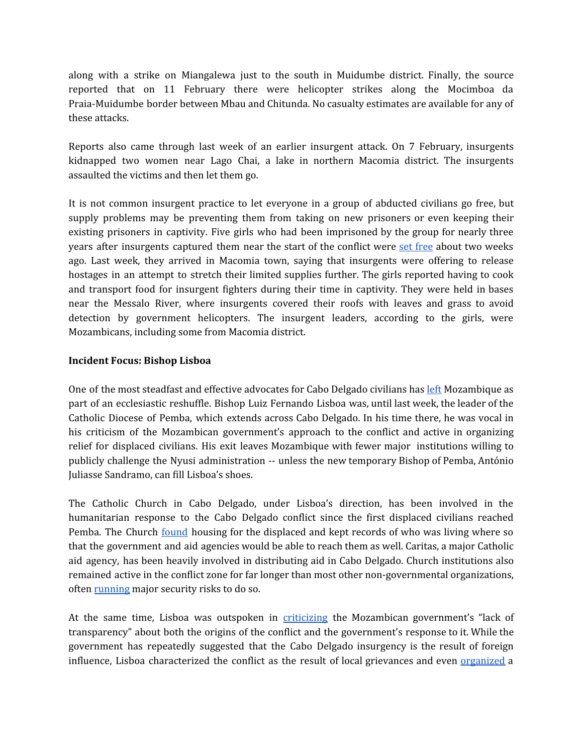along with a strike on Miangalewa just to the south in Muidumbe district. Finally, the source reported that on 11 February there were helicopter strikes along the Mocimboa da Praia-Muidumbe border between Mbau and Chitunda. No casualty estimates are available for any of these attacks.

Reports also came through last week of an earlier insurgent attack. On 7 February, insurgents kidnapped two women near Lago Chai, a lake in northern Macomia district. The insurgents assaulted the victims and then let them go.

It is not common insurgent practice to let everyone in a group of abducted civilians go free, but supply problems may be preventing them from taking on new prisoners or even keeping their existing prisoners in captivity. Five girls who had been imprisoned by the group for nearly three years after insurgents captured them near the start of the conflict were set free about two weeks ago. Last week, they arrived in Macomia town, saying that insurgents were offering to release hostages in an attempt to stretch their limited supplies further. The girls reported having to cook and transport food for insurgent fighters during their time in captivity. They were held in bases near the Messalo River, where insurgents covered their roofs with leaves and grass to avoid detection by government helicopters. The insurgent leaders, according to the girls, were Mozambicans, including some from Macomia district.

**Incident Focus: Bishop Lisboa**

One of the most steadfast and effective advocates for Cabo Delgado civilians has left Mozambique as part of an ecclesiastic reshuffle. Bishop Luiz Fernando Lisboa was, until last week, the leader of the Catholic Diocese of Pemba, which extends across Cabo Delgado. In his time there, he was vocal in his criticism of the Mozambican government's approach to the conflict and active in organizing relief for displaced civilians. His exit leaves Mozambique with fewer major institutions willing to publicly challenge the Nyusi administration -- unless the new temporary Bishop of Pemba, António Juliasse Sandramo, can fill Lisboa's shoes.

The Catholic Church in Cabo Delgado, under Lisboa's direction, has been involved in the humanitarian response to the Cabo Delgado conflict since the first displaced civilians reached Pemba. The Church found housing for the displaced and kept records of who was living where so that the government and aid agencies would be able to reach them as well. Caritas, a major Catholic aid agency, has been heavily involved in distributing aid in Cabo Delgado. Church institutions also remained active in the conflict zone for far longer than most other non-governmental organizations, often running major security risks to do so.

At the same time, Lisboa was outspoken in criticizing the Mozambican government's "lack of transparency" about both the origins of the conflict and the government's response to it. While the government has repeatedly suggested that the Cabo Delgado insurgency is the result of foreign influence, Lisboa characterized the conflict as the result of local grievances and even organized a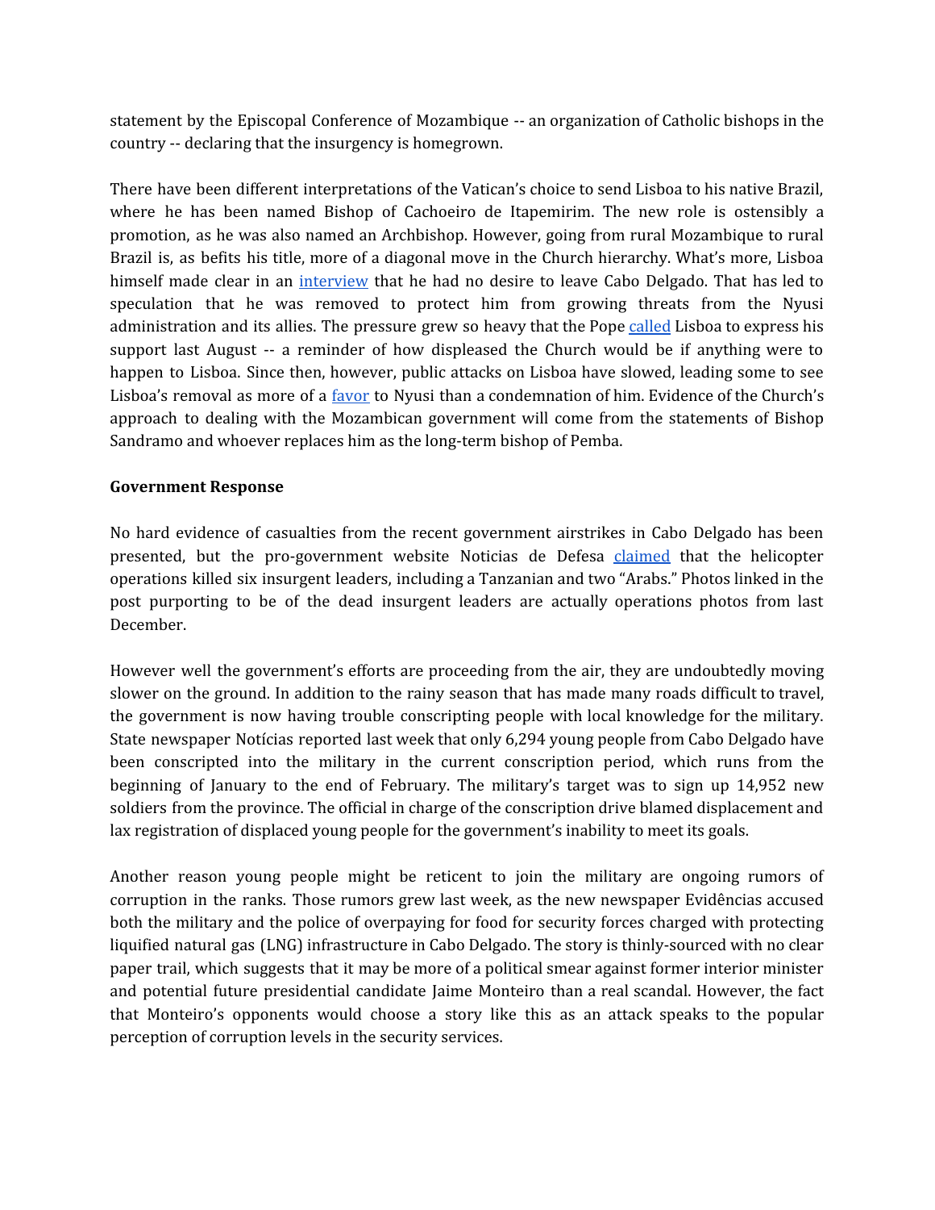statement by the Episcopal Conference of Mozambique -- an organization of Catholic bishops in the country -- declaring that the insurgency is homegrown.

There have been different interpretations of the Vatican's choice to send Lisboa to his native Brazil, where he has been named Bishop of Cachoeiro de Itapemirim. The new role is ostensibly a promotion, as he was also named an Archbishop. However, going from rural Mozambique to rural Brazil is, as befits his title, more of a diagonal move in the Church hierarchy. What's more, Lisboa himself made clear in an interview that he had no desire to leave Cabo Delgado. That has led to speculation that he was removed to protect him from growing threats from the Nyusi administration and its allies. The pressure grew so heavy that the Pope called Lisboa to express his support last August -- a reminder of how displeased the Church would be if anything were to happen to Lisboa. Since then, however, public attacks on Lisboa have slowed, leading some to see Lisboa's removal as more of a favor to Nyusi than a condemnation of him. Evidence of the Church's approach to dealing with the Mozambican government will come from the statements of Bishop Sandramo and whoever replaces him as the long-term bishop of Pemba.

**Government Response**

No hard evidence of casualties from the recent government airstrikes in Cabo Delgado has been presented, but the pro-government website Noticias de Defesa claimed that the helicopter operations killed six insurgent leaders, including a Tanzanian and two "Arabs." Photos linked in the post purporting to be of the dead insurgent leaders are actually operations photos from last December.

However well the government's efforts are proceeding from the air, they are undoubtedly moving slower on the ground. In addition to the rainy season that has made many roads difficult to travel, the government is now having trouble conscripting people with local knowledge for the military. State newspaper Notícias reported last week that only 6,294 young people from Cabo Delgado have been conscripted into the military in the current conscription period, which runs from the beginning of January to the end of February. The military's target was to sign up 14,952 new soldiers from the province. The official in charge of the conscription drive blamed displacement and lax registration of displaced young people for the government's inability to meet its goals.

Another reason young people might be reticent to join the military are ongoing rumors of corruption in the ranks. Those rumors grew last week, as the new newspaper Evidências accused both the military and the police of overpaying for food for security forces charged with protecting liquified natural gas (LNG) infrastructure in Cabo Delgado. The story is thinly-sourced with no clear paper trail, which suggests that it may be more of a political smear against former interior minister and potential future presidential candidate Jaime Monteiro than a real scandal. However, the fact that Monteiro's opponents would choose a story like this as an attack speaks to the popular perception of corruption levels in the security services.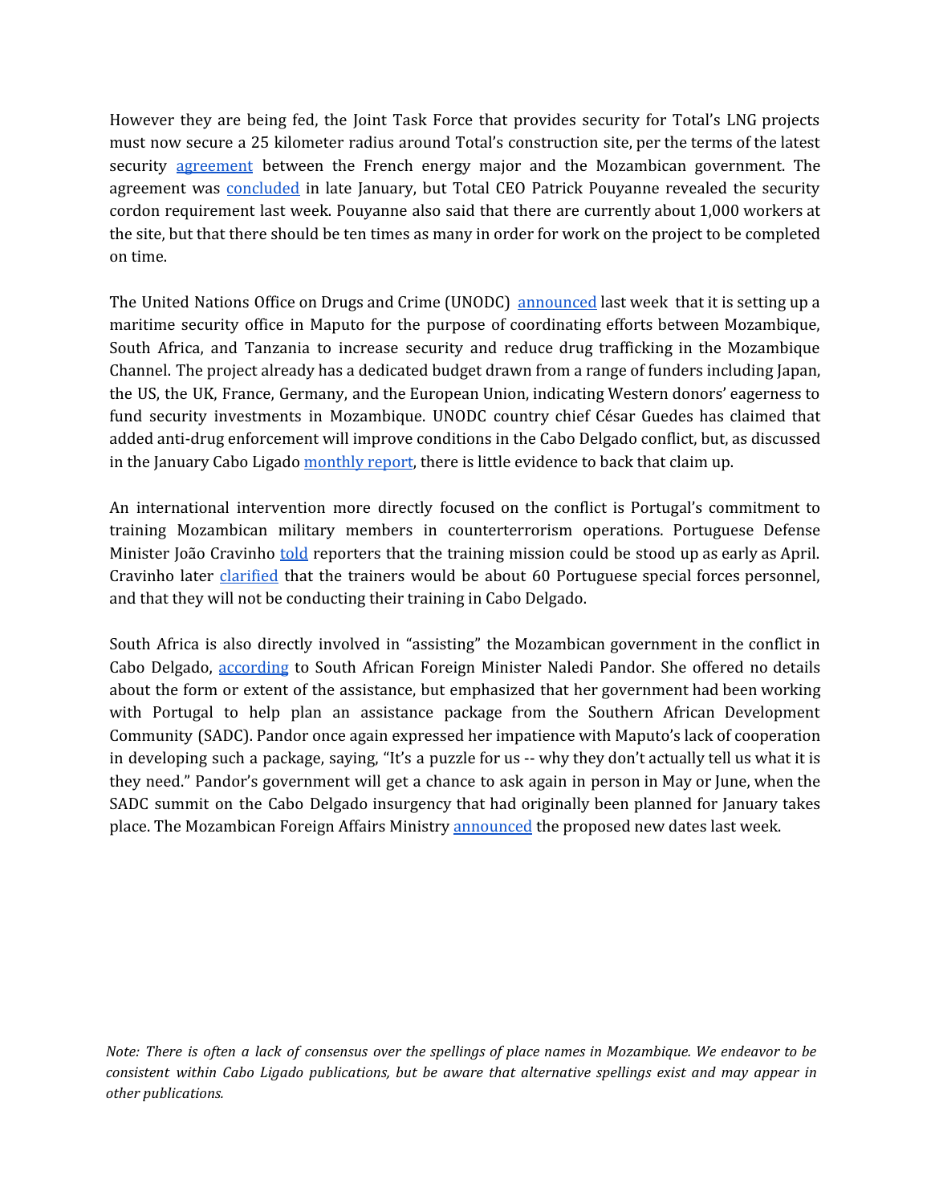However they are being fed, the Joint Task Force that provides security for Total's LNG projects must now secure a 25 kilometer radius around Total's construction site, per the terms of the latest security agreement between the French energy major and the Mozambican government. The agreement was concluded in late January, but Total CEO Patrick Pouyanne revealed the security cordon requirement last week. Pouyanne also said that there are currently about 1,000 workers at the site, but that there should be ten times as many in order for work on the project to be completed on time.

The United Nations Office on Drugs and Crime (UNODC) announced last week that it is setting up a maritime security office in Maputo for the purpose of coordinating efforts between Mozambique, South Africa, and Tanzania to increase security and reduce drug trafficking in the Mozambique Channel. The project already has a dedicated budget drawn from a range of funders including Japan, the US, the UK, France, Germany, and the European Union, indicating Western donors' eagerness to fund security investments in Mozambique. UNODC country chief César Guedes has claimed that added anti-drug enforcement will improve conditions in the Cabo Delgado conflict, but, as discussed in the January Cabo Ligado monthly report, there is little evidence to back that claim up.

An international intervention more directly focused on the conflict is Portugal's commitment to training Mozambican military members in counterterrorism operations. Portuguese Defense Minister João Cravinho told reporters that the training mission could be stood up as early as April. Cravinho later clarified that the trainers would be about 60 Portuguese special forces personnel, and that they will not be conducting their training in Cabo Delgado.

South Africa is also directly involved in "assisting" the Mozambican government in the conflict in Cabo Delgado, according to South African Foreign Minister Naledi Pandor. She offered no details about the form or extent of the assistance, but emphasized that her government had been working with Portugal to help plan an assistance package from the Southern African Development Community (SADC). Pandor once again expressed her impatience with Maputo's lack of cooperation in developing such a package, saying, "It's a puzzle for us -- why they don't actually tell us what it is they need." Pandor's government will get a chance to ask again in person in May or June, when the SADC summit on the Cabo Delgado insurgency that had originally been planned for January takes place. The Mozambican Foreign Affairs Ministry announced the proposed new dates last week.

*Note: There is often a lack of consensus over the spellings of place names in Mozambique. We endeavor to be consistent within Cabo Ligado publications, but be aware that alternative spellings exist and may appear in other publications.*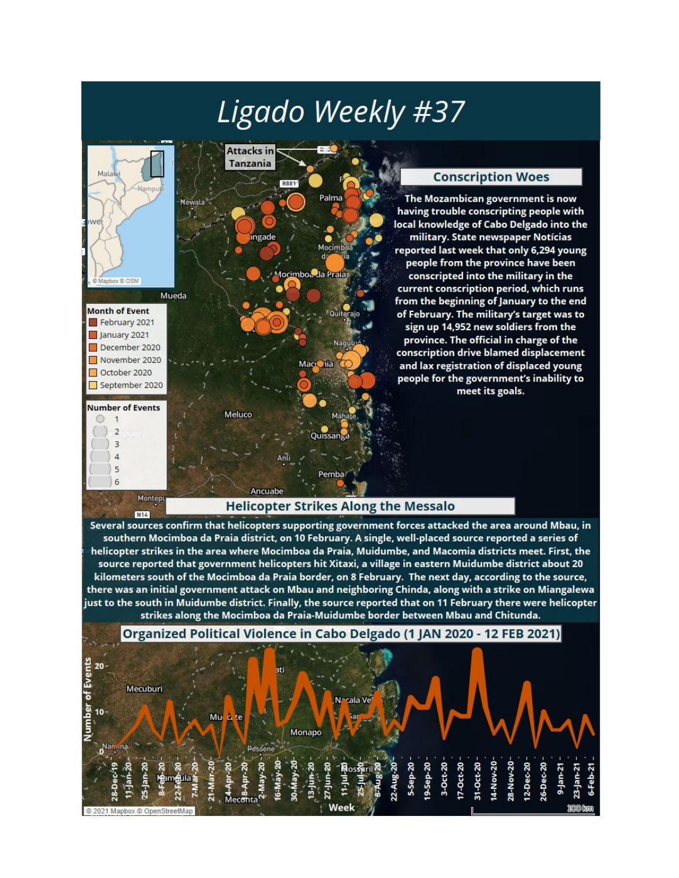# Ligado Weekly #37

Attacks in Tanzania

Month of Event
- February 2021
- January 2021
- December 2020
- November 2020
- October 2020
- September 2020

Number of Events
1
2
3
4
5
6

## Conscription Woes

The Mozambican government is now having trouble conscripting people with local knowledge of Cabo Delgado into the military. State newspaper Notícias reported last week that only 6,294 young people from the province have been conscripted into the military in the current conscription period, which runs from the beginning of January to the end of February. The military's target was to sign up 14,952 new soldiers from the province. The official in charge of the conscription drive blamed displacement and lax registration of displaced young people for the government's inability to meet its goals.

## Helicopter Strikes Along the Messalo

Several sources confirm that helicopters supporting government forces attacked the area around Mbau, in southern Mocimboa da Praia district, on 10 February. A single, well-placed source reported a series of helicopter strikes in the area where Mocimboa da Praia, Muidumbe, and Macomia districts meet. First, the source reported that government helicopters hit Xitaxi, a village in eastern Muidumbe district about 20 kilometers south of the Mocimboa da Praia border, on 8 February. The next day, according to the source, there was an initial government attack on Mbau and neighboring Chinda, along with a strike on Miangalewa just to the south in Muidumbe district. Finally, the source reported that on 11 February there were helicopter strikes along the Mocimboa da Praia-Muidumbe border between Mbau and Chitunda.

## Organized Political Violence in Cabo Delgado (1 JAN 2020 - 12 FEB 2021)

Number of Events
20
10
0

28-Dec-19, 11-Jan-20, 25-Jan-20, 8-Feb-20, 22-Feb-20, 7-Mar-20, 21-Mar-20, 4-Apr-20, 18-Apr-20, 2-May-20, 16-May-20, 30-May-20, 13-Jun-20, 27-Jun-20, 11-Jul-20, 25-Jul-20, 8-Aug-20, 22-Aug-20, 5-Sep-20, 19-Sep-20, 3-Oct-20, 17-Oct-20, 31-Oct-20, 14-Nov-20, 28-Nov-20, 12-Dec-20, 26-Dec-20, 9-Jan-21, 23-Jan-21, 6-Feb-21

Week

© 2021 Mapbox © OpenStreetMap

100 km